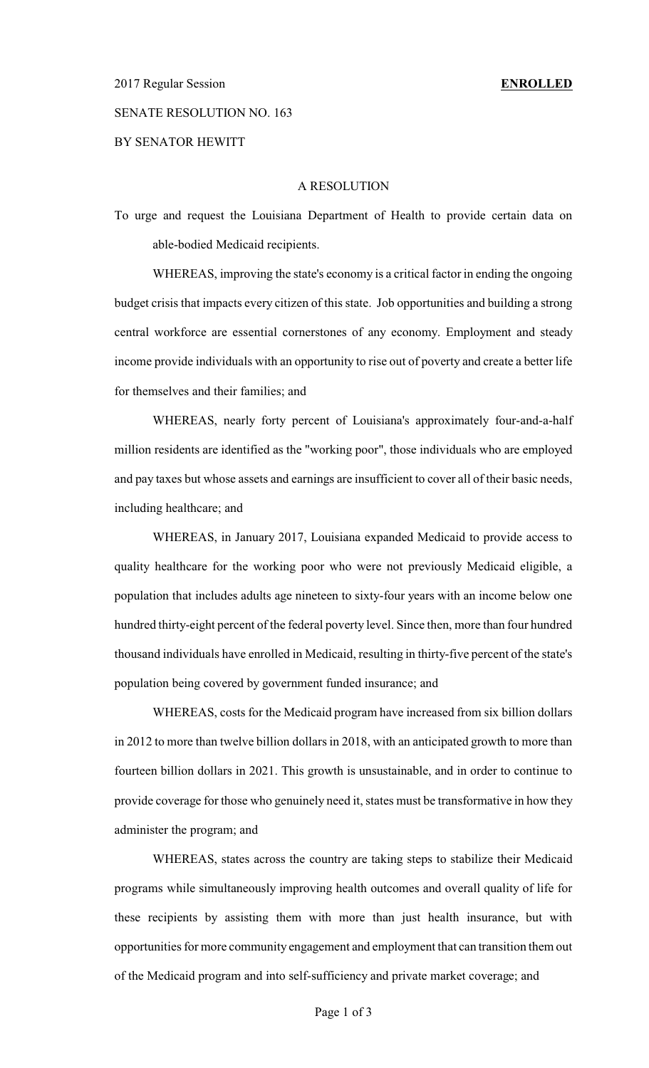2017 Regular Session **ENROLLED**

SENATE RESOLUTION NO. 163

BY SENATOR HEWITT

A RESOLUTION

To urge and request the Louisiana Department of Health to provide certain data on able-bodied Medicaid recipients.

WHEREAS, improving the state's economy is a critical factor in ending the ongoing budget crisis that impacts every citizen of this state. Job opportunities and building a strong central workforce are essential cornerstones of any economy. Employment and steady income provide individuals with an opportunity to rise out of poverty and create a better life for themselves and their families; and

WHEREAS, nearly forty percent of Louisiana's approximately four-and-a-half million residents are identified as the "working poor", those individuals who are employed and pay taxes but whose assets and earnings are insufficient to cover all of their basic needs, including healthcare; and

WHEREAS, in January 2017, Louisiana expanded Medicaid to provide access to quality healthcare for the working poor who were not previously Medicaid eligible, a population that includes adults age nineteen to sixty-four years with an income below one hundred thirty-eight percent of the federal poverty level. Since then, more than four hundred thousand individuals have enrolled in Medicaid, resulting in thirty-five percent of the state's population being covered by government funded insurance; and

WHEREAS, costs for the Medicaid program have increased from six billion dollars in 2012 to more than twelve billion dollars in 2018, with an anticipated growth to more than fourteen billion dollars in 2021. This growth is unsustainable, and in order to continue to provide coverage for those who genuinely need it, states must be transformative in how they administer the program; and

WHEREAS, states across the country are taking steps to stabilize their Medicaid programs while simultaneously improving health outcomes and overall quality of life for these recipients by assisting them with more than just health insurance, but with opportunities for more community engagement and employment that can transition them out of the Medicaid program and into self-sufficiency and private market coverage; and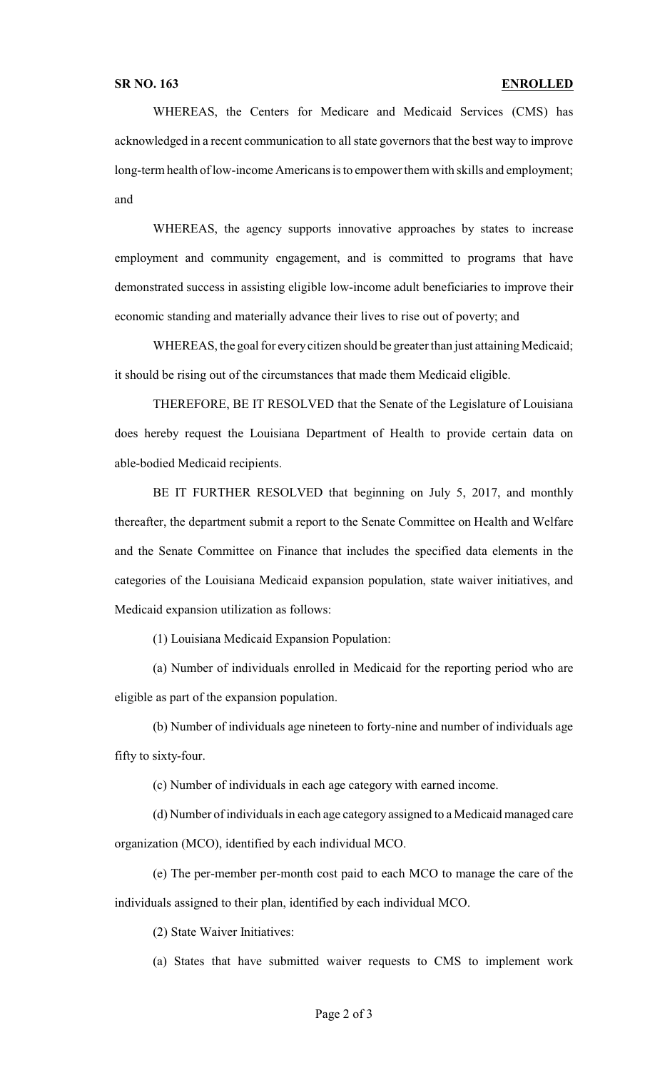WHEREAS, the Centers for Medicare and Medicaid Services (CMS) has acknowledged in a recent communication to all state governors that the best way to improve long-term health of low-income Americans is to empower them with skills and employment; and

WHEREAS, the agency supports innovative approaches by states to increase employment and community engagement, and is committed to programs that have demonstrated success in assisting eligible low-income adult beneficiaries to improve their economic standing and materially advance their lives to rise out of poverty; and

WHEREAS, the goal for every citizen should be greater than just attaining Medicaid; it should be rising out of the circumstances that made them Medicaid eligible.

THEREFORE, BE IT RESOLVED that the Senate of the Legislature of Louisiana does hereby request the Louisiana Department of Health to provide certain data on able-bodied Medicaid recipients.

BE IT FURTHER RESOLVED that beginning on July 5, 2017, and monthly thereafter, the department submit a report to the Senate Committee on Health and Welfare and the Senate Committee on Finance that includes the specified data elements in the categories of the Louisiana Medicaid expansion population, state waiver initiatives, and Medicaid expansion utilization as follows:

(1) Louisiana Medicaid Expansion Population:

(a) Number of individuals enrolled in Medicaid for the reporting period who are eligible as part of the expansion population.

(b) Number of individuals age nineteen to forty-nine and number of individuals age fifty to sixty-four.

(c) Number of individuals in each age category with earned income.

(d) Number of individuals in each age category assigned to a Medicaid managed care organization (MCO), identified by each individual MCO.

(e) The per-member per-month cost paid to each MCO to manage the care of the individuals assigned to their plan, identified by each individual MCO.

(2) State Waiver Initiatives:

(a) States that have submitted waiver requests to CMS to implement work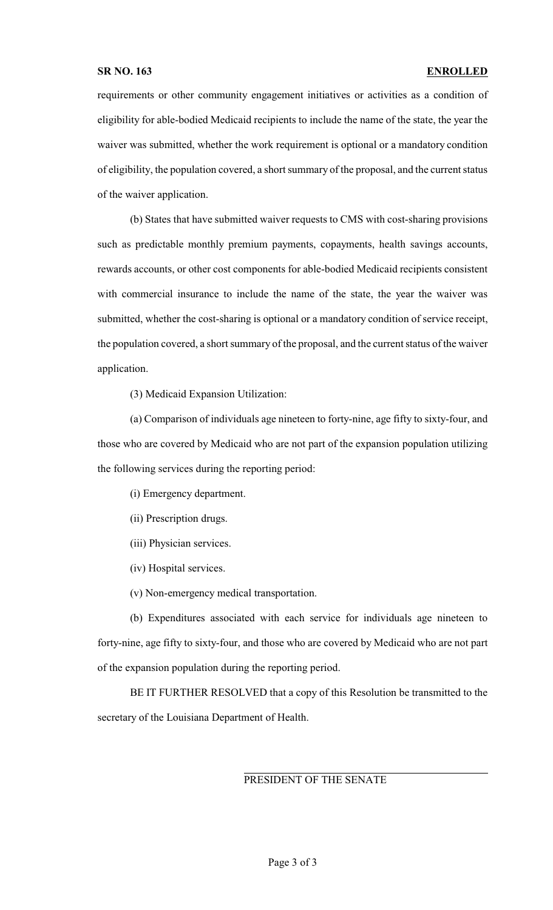requirements or other community engagement initiatives or activities as a condition of eligibility for able-bodied Medicaid recipients to include the name of the state, the year the waiver was submitted, whether the work requirement is optional or a mandatory condition of eligibility, the population covered, a short summary of the proposal, and the current status of the waiver application.

(b) States that have submitted waiver requests to CMS with cost-sharing provisions such as predictable monthly premium payments, copayments, health savings accounts, rewards accounts, or other cost components for able-bodied Medicaid recipients consistent with commercial insurance to include the name of the state, the year the waiver was submitted, whether the cost-sharing is optional or a mandatory condition of service receipt, the population covered, a short summary of the proposal, and the current status of the waiver application.

(3) Medicaid Expansion Utilization:

(a) Comparison of individuals age nineteen to forty-nine, age fifty to sixty-four, and those who are covered by Medicaid who are not part of the expansion population utilizing the following services during the reporting period:

(i) Emergency department.

(ii) Prescription drugs.

(iii) Physician services.

(iv) Hospital services.

(v) Non-emergency medical transportation.

(b) Expenditures associated with each service for individuals age nineteen to forty-nine, age fifty to sixty-four, and those who are covered by Medicaid who are not part of the expansion population during the reporting period.

BE IT FURTHER RESOLVED that a copy of this Resolution be transmitted to the secretary of the Louisiana Department of Health.

PRESIDENT OF THE SENATE